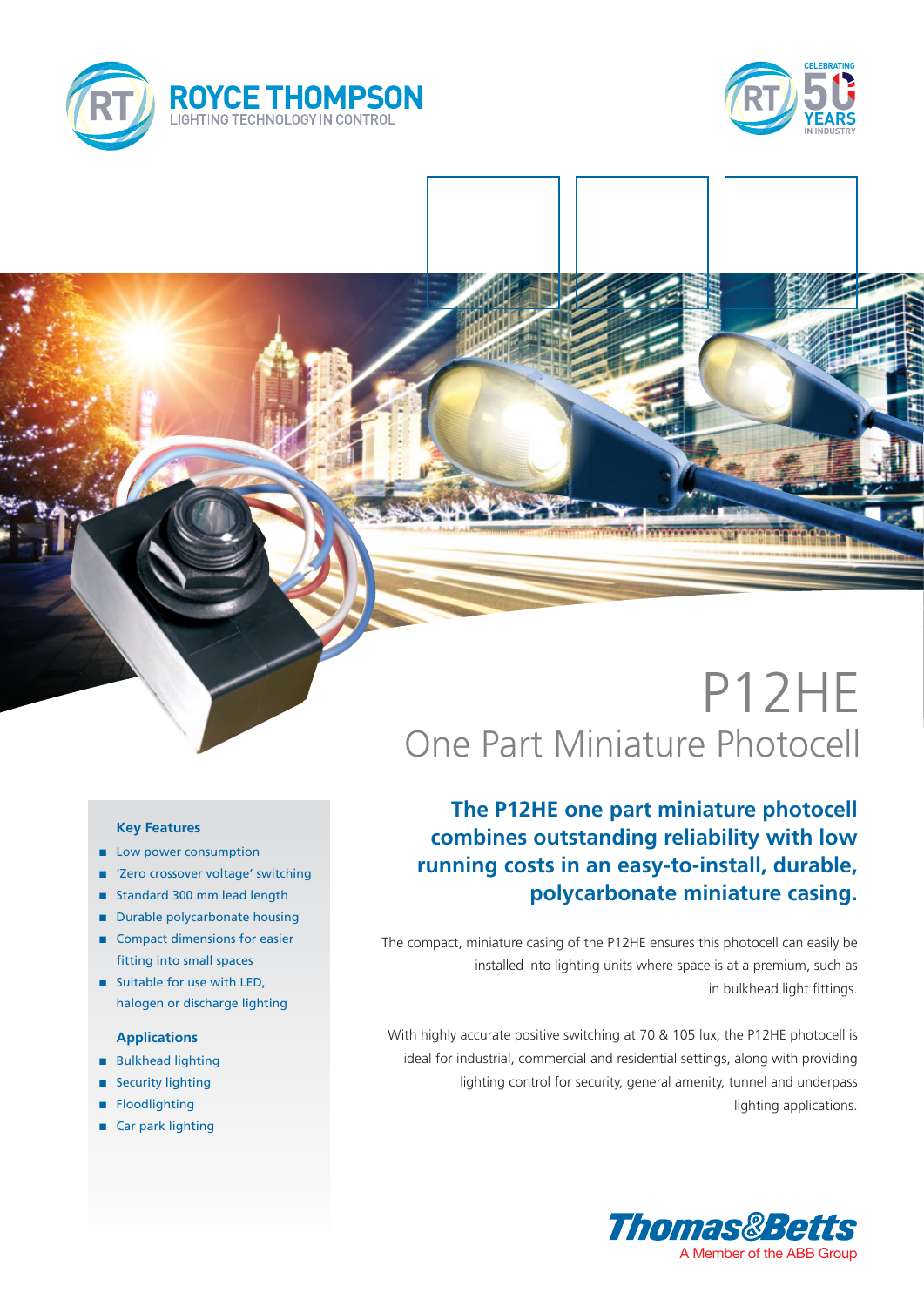ROYCE THOMPSON
LIGHTING TECHNOLOGY IN CONTROL

CELEBRATING 50 YEARS IN INDUSTRY

# P12HE

## One Part Miniature Photocell

### Key Features

- Low power consumption
- 'Zero crossover voltage' switching
- Standard 300 mm lead length
- Durable polycarbonate housing
- Compact dimensions for easier fitting into small spaces
- Suitable for use with LED, halogen or discharge lighting

### Applications

- Bulkhead lighting
- Security lighting
- Floodlighting
- Car park lighting

**The P12HE one part miniature photocell combines outstanding reliability with low running costs in an easy-to-install, durable, polycarbonate miniature casing.**

The compact, miniature casing of the P12HE ensures this photocell can easily be installed into lighting units where space is at a premium, such as in bulkhead light fittings.

With highly accurate positive switching at 70 & 105 lux, the P12HE photocell is ideal for industrial, commercial and residential settings, along with providing lighting control for security, general amenity, tunnel and underpass lighting applications.

Thomas&Betts
A Member of the ABB Group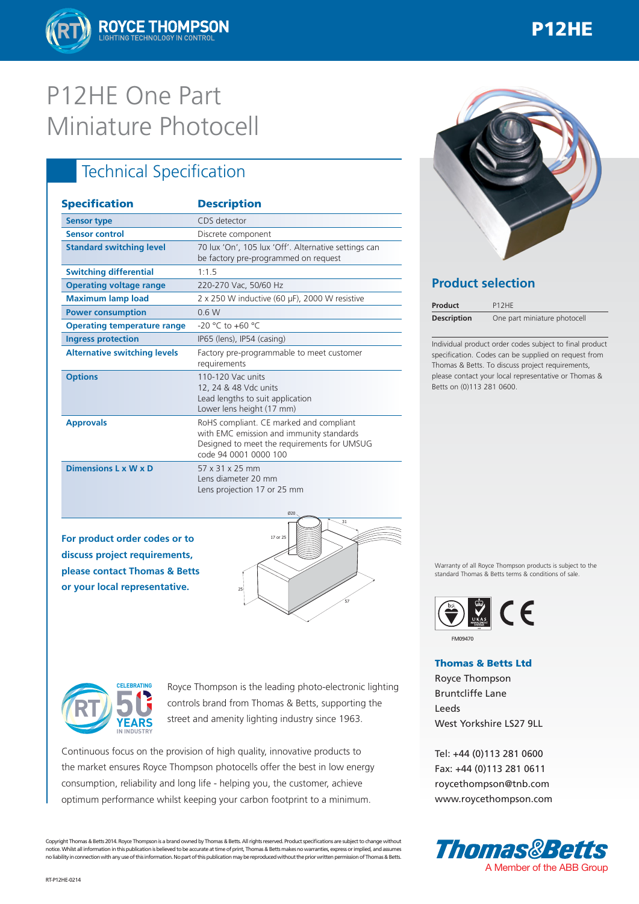# P12HE One Part Miniature Photocell

## Technical Specification

| Specification | Description |
|---|---|
| Sensor type | CDS detector |
| Sensor control | Discrete component |
| Standard switching level | 70 lux 'On', 105 lux 'Off'. Alternative settings can be factory pre-programmed on request |
| Switching differential | 1:1.5 |
| Operating voltage range | 220-270 Vac, 50/60 Hz |
| Maximum lamp load | 2 x 250 W inductive (60 µF), 2000 W resistive |
| Power consumption | 0.6 W |
| Operating temperature range | -20 °C to +60 °C |
| Ingress protection | IP65 (lens), IP54 (casing) |
| Alternative switching levels | Factory pre-programmable to meet customer requirements |
| Options | 110-120 Vac units<br>12, 24 & 48 Vdc units<br>Lead lengths to suit application<br>Lower lens height (17 mm) |
| Approvals | RoHS compliant. CE marked and compliant with EMC emission and immunity standards<br>Designed to meet the requirements for UMSUG code 94 0001 0000 100 |
| Dimensions L x W x D | 57 x 31 x 25 mm<br>Lens diameter 20 mm<br>Lens projection 17 or 25 mm |

**For product order codes or to discuss project requirements, please contact Thomas & Betts or your local representative.**

Ø20
31
17 or 25
25
57

Royce Thompson is the leading photo-electronic lighting controls brand from Thomas & Betts, supporting the street and amenity lighting industry since 1963.

Continuous focus on the provision of high quality, innovative products to the market ensures Royce Thompson photocells offer the best in low energy consumption, reliability and long life - helping you, the customer, achieve optimum performance whilst keeping your carbon footprint to a minimum.

## Product selection

| | |
|---|---|
| **Product** | P12HE |
| **Description** | One part miniature photocell |

Individual product order codes subject to final product specification. Codes can be supplied on request from Thomas & Betts. To discuss project requirements, please contact your local representative or Thomas & Betts on (0)113 281 0600.

Warranty of all Royce Thompson products is subject to the standard Thomas & Betts terms & conditions of sale.

FM09470

**Thomas & Betts Ltd**
Royce Thompson
Bruntcliffe Lane
Leeds
West Yorkshire LS27 9LL

Tel: +44 (0)113 281 0600
Fax: +44 (0)113 281 0611
roycethompson@tnb.com
www.roycethompson.com

Thomas&Betts
A Member of the ABB Group

Copyright Thomas & Betts 2014. Royce Thompson is a brand owned by Thomas & Betts. All rights reserved. Product specifications are subject to change without notice. Whilst all information in this publication is believed to be accurate at time of print, Thomas & Betts makes no warranties, express or implied, and assumes no liability in connection with any use of this information. No part of this publication may be reproduced without the prior written permission of Thomas & Betts.

RT-P12HE-0214